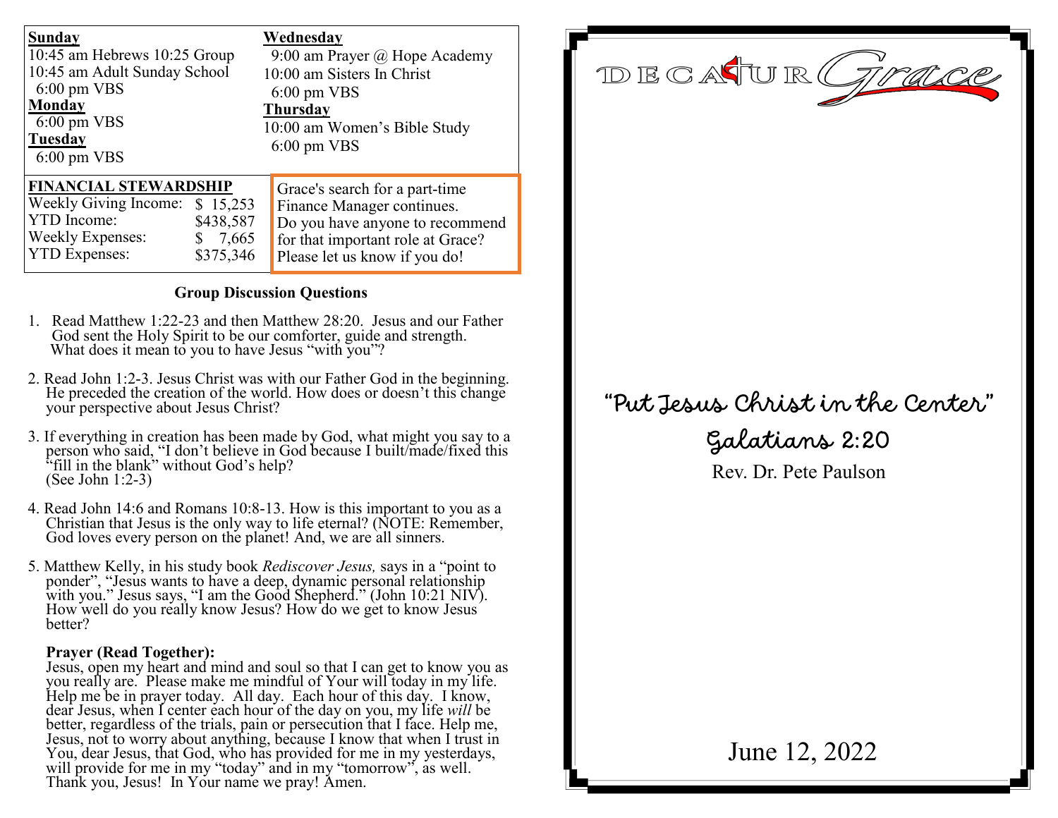**Sunday**
10:45 am Hebrews 10:25 Group
10:45 am Adult Sunday School
6:00 pm VBS

**Monday**
6:00 pm VBS

**Tuesday**
6:00 pm VBS

**Wednesday**
9:00 am Prayer @ Hope Academy
10:00 am Sisters In Christ
6:00 pm VBS

**Thursday**
10:00 am Women's Bible Study
6:00 pm VBS

**FINANCIAL STEWARDSHIP**

| | |
|---|---|
| Weekly Giving Income: | $ 15,253 |
| YTD Income: | $438,587 |
| Weekly Expenses: | $ 7,665 |
| YTD Expenses: | $375,346 |

Grace's search for a part-time Finance Manager continues. Do you have anyone to recommend for that important role at Grace? Please let us know if you do!

### Group Discussion Questions

1. Read Matthew 1:22-23 and then Matthew 28:20. Jesus and our Father God sent the Holy Spirit to be our comforter, guide and strength. What does it mean to you to have Jesus "with you"?

2. Read John 1:2-3. Jesus Christ was with our Father God in the beginning. He preceded the creation of the world. How does or doesn't this change your perspective about Jesus Christ?

3. If everything in creation has been made by God, what might you say to a person who said, "I don't believe in God because I built/made/fixed this "fill in the blank" without God's help? (See John 1:2-3)

4. Read John 14:6 and Romans 10:8-13. How is this important to you as a Christian that Jesus is the only way to life eternal? (NOTE: Remember, God loves every person on the planet! And, we are all sinners.

5. Matthew Kelly, in his study book *Rediscover Jesus,* says in a "point to ponder", "Jesus wants to have a deep, dynamic personal relationship with you." Jesus says, "I am the Good Shepherd." (John 10:21 NIV). How well do you really know Jesus? How do we get to know Jesus better?

**Prayer (Read Together):**
Jesus, open my heart and mind and soul so that I can get to know you as you really are. Please make me mindful of Your will today in my life. Help me be in prayer today. All day. Each hour of this day. I know, dear Jesus, when I center each hour of the day on you, my life *will* be better, regardless of the trials, pain or persecution that I face. Help me, Jesus, not to worry about anything, because I know that when I trust in You, dear Jesus, that God, who has provided for me in my yesterdays, will provide for me in my "today" and in my "tomorrow", as well. Thank you, Jesus! In Your name we pray! Amen.

# DECATUR Grace

## "Put Jesus Christ in the Center"

## Galatians 2:20

Rev. Dr. Pete Paulson

June 12, 2022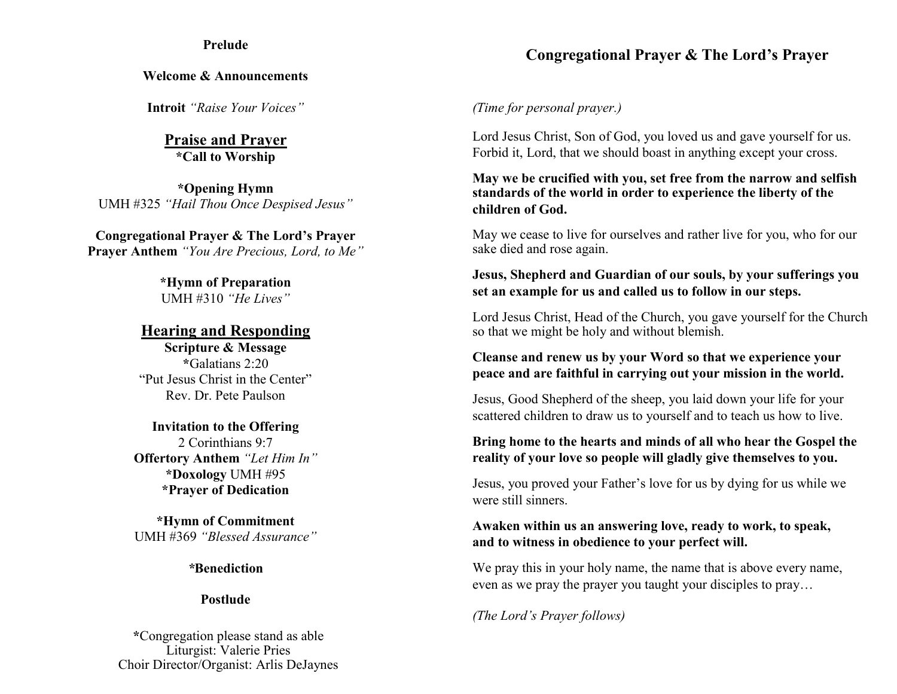**Prelude**

**Welcome & Announcements**

**Introit** *"Raise Your Voices"*

## Praise and Prayer

**\*Call to Worship**

**\*Opening Hymn**
UMH #325 *"Hail Thou Once Despised Jesus"*

**Congregational Prayer & The Lord's Prayer**
**Prayer Anthem** *"You Are Precious, Lord, to Me"*

**\*Hymn of Preparation**
UMH #310 *"He Lives"*

## Hearing and Responding

**Scripture & Message**
**\***Galatians 2:20
"Put Jesus Christ in the Center"
Rev. Dr. Pete Paulson

**Invitation to the Offering**
2 Corinthians 9:7
**Offertory Anthem** *"Let Him In"*
**\*Doxology** UMH #95
**\*Prayer of Dedication**

**\*Hymn of Commitment**
UMH #369 *"Blessed Assurance"*

**\*Benediction**

**Postlude**

**\***Congregation please stand as able
Liturgist: Valerie Pries
Choir Director/Organist: Arlis DeJaynes

## Congregational Prayer & The Lord's Prayer

*(Time for personal prayer.)*

Lord Jesus Christ, Son of God, you loved us and gave yourself for us. Forbid it, Lord, that we should boast in anything except your cross.

**May we be crucified with you, set free from the narrow and selfish standards of the world in order to experience the liberty of the children of God.**

May we cease to live for ourselves and rather live for you, who for our sake died and rose again.

**Jesus, Shepherd and Guardian of our souls, by your sufferings you set an example for us and called us to follow in our steps.**

Lord Jesus Christ, Head of the Church, you gave yourself for the Church so that we might be holy and without blemish.

**Cleanse and renew us by your Word so that we experience your peace and are faithful in carrying out your mission in the world.**

Jesus, Good Shepherd of the sheep, you laid down your life for your scattered children to draw us to yourself and to teach us how to live.

**Bring home to the hearts and minds of all who hear the Gospel the reality of your love so people will gladly give themselves to you.**

Jesus, you proved your Father's love for us by dying for us while we were still sinners.

**Awaken within us an answering love, ready to work, to speak, and to witness in obedience to your perfect will.**

We pray this in your holy name, the name that is above every name, even as we pray the prayer you taught your disciples to pray…

*(The Lord's Prayer follows)*